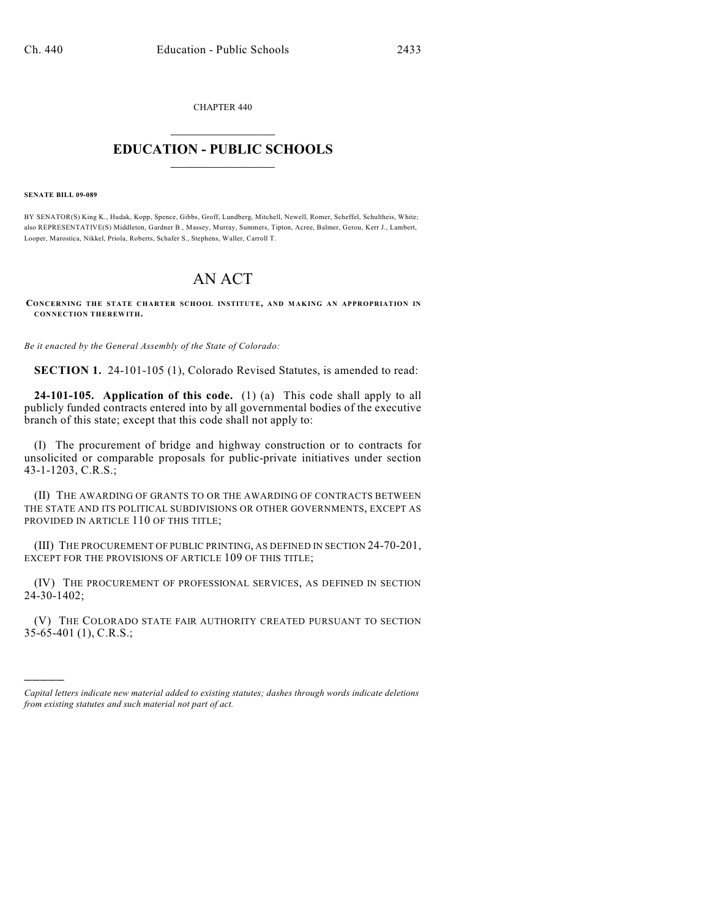CHAPTER 440

## EDUCATION - PUBLIC SCHOOLS

**SENATE BILL 09-089**

BY SENATOR(S) King K., Hudak, Kopp, Spence, Gibbs, Groff, Lundberg, Mitchell, Newell, Romer, Scheffel, Schultheis, White; also REPRESENTATIVE(S) Middleton, Gardner B., Massey, Murray, Summers, Tipton, Acree, Balmer, Gerou, Kerr J., Lambert, Looper, Marostica, Nikkel, Priola, Roberts, Schafer S., Stephens, Waller, Carroll T.

# AN ACT

**CONCERNING THE STATE CHARTER SCHOOL INSTITUTE, AND MAKING AN APPROPRIATION IN CONNECTION THEREWITH.**

*Be it enacted by the General Assembly of the State of Colorado:*

**SECTION 1.** 24-101-105 (1), Colorado Revised Statutes, is amended to read:

**24-101-105. Application of this code.** (1) (a) This code shall apply to all publicly funded contracts entered into by all governmental bodies of the executive branch of this state; except that this code shall not apply to:

(I) The procurement of bridge and highway construction or to contracts for unsolicited or comparable proposals for public-private initiatives under section 43-1-1203, C.R.S.;

(II) THE AWARDING OF GRANTS TO OR THE AWARDING OF CONTRACTS BETWEEN THE STATE AND ITS POLITICAL SUBDIVISIONS OR OTHER GOVERNMENTS, EXCEPT AS PROVIDED IN ARTICLE 110 OF THIS TITLE;

(III) THE PROCUREMENT OF PUBLIC PRINTING, AS DEFINED IN SECTION 24-70-201, EXCEPT FOR THE PROVISIONS OF ARTICLE 109 OF THIS TITLE;

(IV) THE PROCUREMENT OF PROFESSIONAL SERVICES, AS DEFINED IN SECTION 24-30-1402;

(V) THE COLORADO STATE FAIR AUTHORITY CREATED PURSUANT TO SECTION 35-65-401 (1), C.R.S.;

———

*Capital letters indicate new material added to existing statutes; dashes through words indicate deletions from existing statutes and such material not part of act.*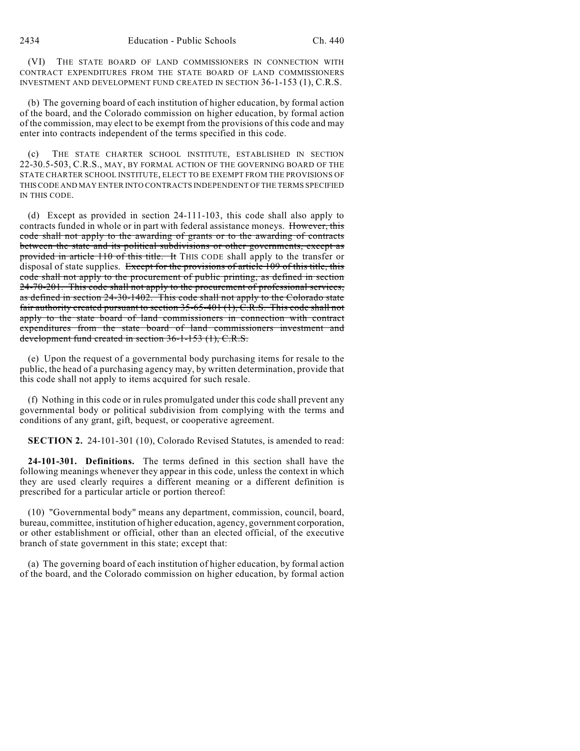(VI) THE STATE BOARD OF LAND COMMISSIONERS IN CONNECTION WITH CONTRACT EXPENDITURES FROM THE STATE BOARD OF LAND COMMISSIONERS INVESTMENT AND DEVELOPMENT FUND CREATED IN SECTION 36-1-153 (1), C.R.S.

(b) The governing board of each institution of higher education, by formal action of the board, and the Colorado commission on higher education, by formal action of the commission, may elect to be exempt from the provisions of this code and may enter into contracts independent of the terms specified in this code.

(c) THE STATE CHARTER SCHOOL INSTITUTE, ESTABLISHED IN SECTION 22-30.5-503, C.R.S., MAY, BY FORMAL ACTION OF THE GOVERNING BOARD OF THE STATE CHARTER SCHOOL INSTITUTE, ELECT TO BE EXEMPT FROM THE PROVISIONS OF THIS CODE AND MAY ENTER INTO CONTRACTS INDEPENDENT OF THE TERMS SPECIFIED IN THIS CODE.

(d) Except as provided in section 24-111-103, this code shall also apply to contracts funded in whole or in part with federal assistance moneys. ~~However, this code shall not apply to the awarding of grants or to the awarding of contracts between the state and its political subdivisions or other governments, except as provided in article 110 of this title. It~~ THIS CODE shall apply to the transfer or disposal of state supplies. ~~Except for the provisions of article 109 of this title, this code shall not apply to the procurement of public printing, as defined in section 24-70-201. This code shall not apply to the procurement of professional services, as defined in section 24-30-1402. This code shall not apply to the Colorado state fair authority created pursuant to section 35-65-401 (1), C.R.S. This code shall not apply to the state board of land commissioners in connection with contract expenditures from the state board of land commissioners investment and development fund created in section 36-1-153 (1), C.R.S.~~

(e) Upon the request of a governmental body purchasing items for resale to the public, the head of a purchasing agency may, by written determination, provide that this code shall not apply to items acquired for such resale.

(f) Nothing in this code or in rules promulgated under this code shall prevent any governmental body or political subdivision from complying with the terms and conditions of any grant, gift, bequest, or cooperative agreement.

**SECTION 2.** 24-101-301 (10), Colorado Revised Statutes, is amended to read:

**24-101-301. Definitions.** The terms defined in this section shall have the following meanings whenever they appear in this code, unless the context in which they are used clearly requires a different meaning or a different definition is prescribed for a particular article or portion thereof:

(10) "Governmental body" means any department, commission, council, board, bureau, committee, institution of higher education, agency, government corporation, or other establishment or official, other than an elected official, of the executive branch of state government in this state; except that:

(a) The governing board of each institution of higher education, by formal action of the board, and the Colorado commission on higher education, by formal action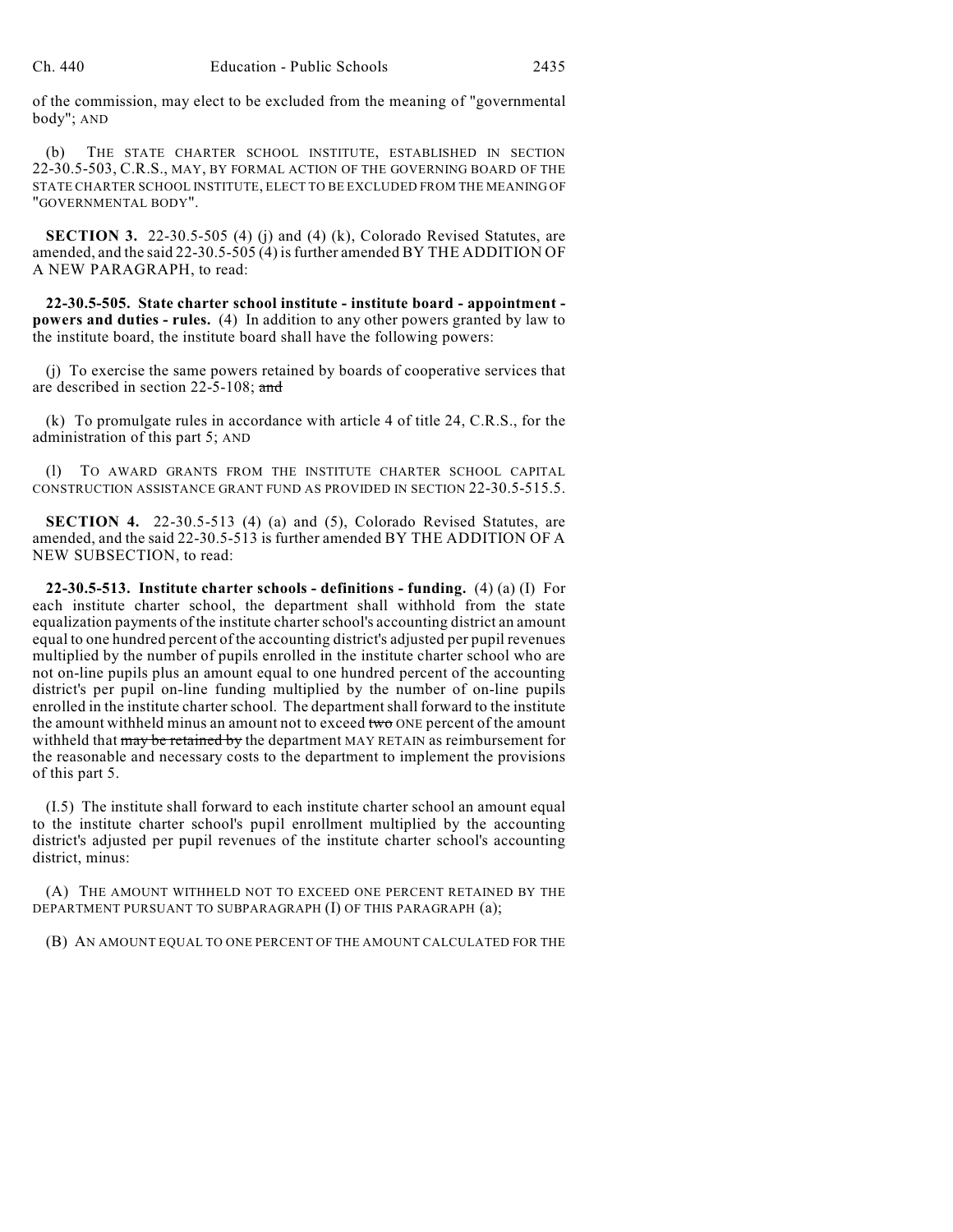of the commission, may elect to be excluded from the meaning of "governmental body"; AND

(b) THE STATE CHARTER SCHOOL INSTITUTE, ESTABLISHED IN SECTION 22-30.5-503, C.R.S., MAY, BY FORMAL ACTION OF THE GOVERNING BOARD OF THE STATE CHARTER SCHOOL INSTITUTE, ELECT TO BE EXCLUDED FROM THE MEANING OF "GOVERNMENTAL BODY".

**SECTION 3.** 22-30.5-505 (4) (j) and (4) (k), Colorado Revised Statutes, are amended, and the said 22-30.5-505 (4) is further amended BY THE ADDITION OF A NEW PARAGRAPH, to read:

**22-30.5-505. State charter school institute - institute board - appointment - powers and duties - rules.** (4) In addition to any other powers granted by law to the institute board, the institute board shall have the following powers:

(j) To exercise the same powers retained by boards of cooperative services that are described in section 22-5-108; ~~and~~

(k) To promulgate rules in accordance with article 4 of title 24, C.R.S., for the administration of this part 5; AND

(l) TO AWARD GRANTS FROM THE INSTITUTE CHARTER SCHOOL CAPITAL CONSTRUCTION ASSISTANCE GRANT FUND AS PROVIDED IN SECTION 22-30.5-515.5.

**SECTION 4.** 22-30.5-513 (4) (a) and (5), Colorado Revised Statutes, are amended, and the said 22-30.5-513 is further amended BY THE ADDITION OF A NEW SUBSECTION, to read:

**22-30.5-513. Institute charter schools - definitions - funding.** (4) (a) (I) For each institute charter school, the department shall withhold from the state equalization payments of the institute charter school's accounting district an amount equal to one hundred percent of the accounting district's adjusted per pupil revenues multiplied by the number of pupils enrolled in the institute charter school who are not on-line pupils plus an amount equal to one hundred percent of the accounting district's per pupil on-line funding multiplied by the number of on-line pupils enrolled in the institute charter school. The department shall forward to the institute the amount withheld minus an amount not to exceed ~~two~~ ONE percent of the amount withheld that ~~may be retained by~~ the department MAY RETAIN as reimbursement for the reasonable and necessary costs to the department to implement the provisions of this part 5.

(I.5) The institute shall forward to each institute charter school an amount equal to the institute charter school's pupil enrollment multiplied by the accounting district's adjusted per pupil revenues of the institute charter school's accounting district, minus:

(A) THE AMOUNT WITHHELD NOT TO EXCEED ONE PERCENT RETAINED BY THE DEPARTMENT PURSUANT TO SUBPARAGRAPH (I) OF THIS PARAGRAPH (a);

(B) AN AMOUNT EQUAL TO ONE PERCENT OF THE AMOUNT CALCULATED FOR THE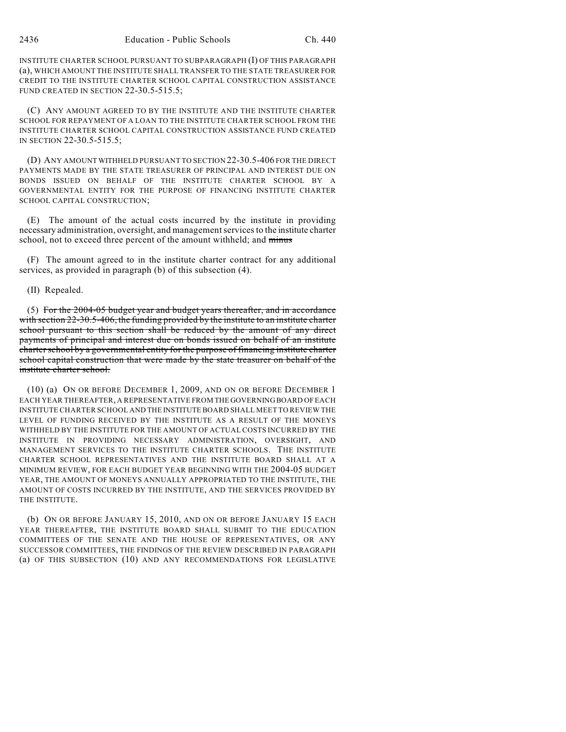INSTITUTE CHARTER SCHOOL PURSUANT TO SUBPARAGRAPH (I) OF THIS PARAGRAPH (a), WHICH AMOUNT THE INSTITUTE SHALL TRANSFER TO THE STATE TREASURER FOR CREDIT TO THE INSTITUTE CHARTER SCHOOL CAPITAL CONSTRUCTION ASSISTANCE FUND CREATED IN SECTION 22-30.5-515.5;

(C) ANY AMOUNT AGREED TO BY THE INSTITUTE AND THE INSTITUTE CHARTER SCHOOL FOR REPAYMENT OF A LOAN TO THE INSTITUTE CHARTER SCHOOL FROM THE INSTITUTE CHARTER SCHOOL CAPITAL CONSTRUCTION ASSISTANCE FUND CREATED IN SECTION 22-30.5-515.5;

(D) ANY AMOUNT WITHHELD PURSUANT TO SECTION 22-30.5-406 FOR THE DIRECT PAYMENTS MADE BY THE STATE TREASURER OF PRINCIPAL AND INTEREST DUE ON BONDS ISSUED ON BEHALF OF THE INSTITUTE CHARTER SCHOOL BY A GOVERNMENTAL ENTITY FOR THE PURPOSE OF FINANCING INSTITUTE CHARTER SCHOOL CAPITAL CONSTRUCTION;

(E) The amount of the actual costs incurred by the institute in providing necessary administration, oversight, and management services to the institute charter school, not to exceed three percent of the amount withheld; and ~~minus~~

(F) The amount agreed to in the institute charter contract for any additional services, as provided in paragraph (b) of this subsection (4).

(II) Repealed.

(5) ~~For the 2004-05 budget year and budget years thereafter, and in accordance with section 22-30.5-406, the funding provided by the institute to an institute charter school pursuant to this section shall be reduced by the amount of any direct payments of principal and interest due on bonds issued on behalf of an institute charter school by a governmental entity for the purpose of financing institute charter school capital construction that were made by the state treasurer on behalf of the institute charter school.~~

(10) (a) ON OR BEFORE DECEMBER 1, 2009, AND ON OR BEFORE DECEMBER 1 EACH YEAR THEREAFTER, A REPRESENTATIVE FROM THE GOVERNING BOARD OF EACH INSTITUTE CHARTER SCHOOL AND THE INSTITUTE BOARD SHALL MEET TO REVIEW THE LEVEL OF FUNDING RECEIVED BY THE INSTITUTE AS A RESULT OF THE MONEYS WITHHELD BY THE INSTITUTE FOR THE AMOUNT OF ACTUAL COSTS INCURRED BY THE INSTITUTE IN PROVIDING NECESSARY ADMINISTRATION, OVERSIGHT, AND MANAGEMENT SERVICES TO THE INSTITUTE CHARTER SCHOOLS. THE INSTITUTE CHARTER SCHOOL REPRESENTATIVES AND THE INSTITUTE BOARD SHALL AT A MINIMUM REVIEW, FOR EACH BUDGET YEAR BEGINNING WITH THE 2004-05 BUDGET YEAR, THE AMOUNT OF MONEYS ANNUALLY APPROPRIATED TO THE INSTITUTE, THE AMOUNT OF COSTS INCURRED BY THE INSTITUTE, AND THE SERVICES PROVIDED BY THE INSTITUTE.

(b) ON OR BEFORE JANUARY 15, 2010, AND ON OR BEFORE JANUARY 15 EACH YEAR THEREAFTER, THE INSTITUTE BOARD SHALL SUBMIT TO THE EDUCATION COMMITTEES OF THE SENATE AND THE HOUSE OF REPRESENTATIVES, OR ANY SUCCESSOR COMMITTEES, THE FINDINGS OF THE REVIEW DESCRIBED IN PARAGRAPH (a) OF THIS SUBSECTION (10) AND ANY RECOMMENDATIONS FOR LEGISLATIVE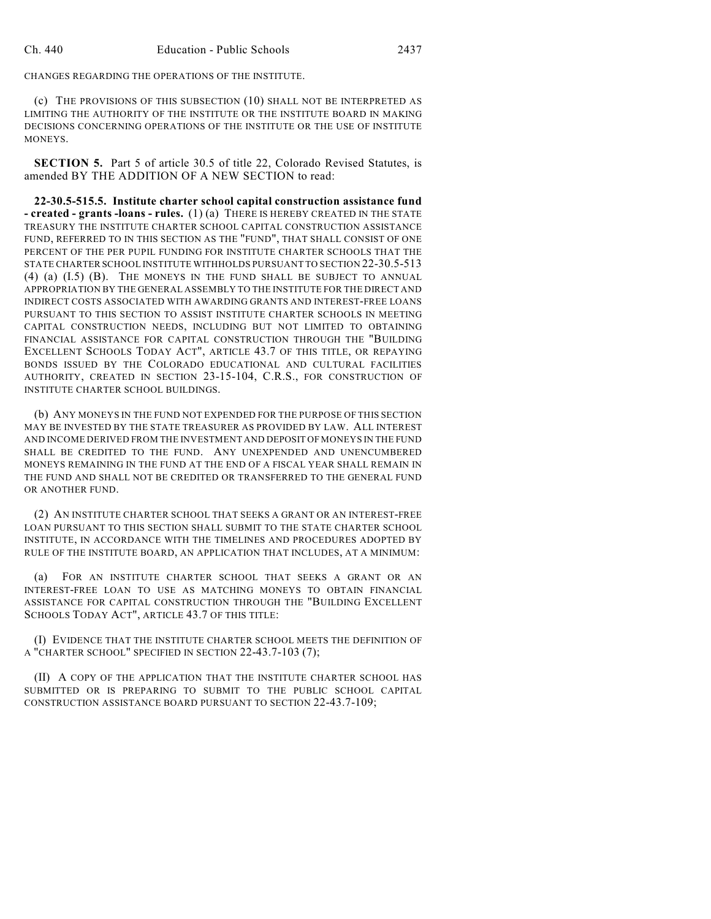CHANGES REGARDING THE OPERATIONS OF THE INSTITUTE.

(c) THE PROVISIONS OF THIS SUBSECTION (10) SHALL NOT BE INTERPRETED AS LIMITING THE AUTHORITY OF THE INSTITUTE OR THE INSTITUTE BOARD IN MAKING DECISIONS CONCERNING OPERATIONS OF THE INSTITUTE OR THE USE OF INSTITUTE MONEYS.

**SECTION 5.** Part 5 of article 30.5 of title 22, Colorado Revised Statutes, is amended BY THE ADDITION OF A NEW SECTION to read:

**22-30.5-515.5. Institute charter school capital construction assistance fund - created - grants -loans - rules.** (1) (a) THERE IS HEREBY CREATED IN THE STATE TREASURY THE INSTITUTE CHARTER SCHOOL CAPITAL CONSTRUCTION ASSISTANCE FUND, REFERRED TO IN THIS SECTION AS THE "FUND", THAT SHALL CONSIST OF ONE PERCENT OF THE PER PUPIL FUNDING FOR INSTITUTE CHARTER SCHOOLS THAT THE STATE CHARTER SCHOOL INSTITUTE WITHHOLDS PURSUANT TO SECTION 22-30.5-513 (4) (a) (I.5) (B). THE MONEYS IN THE FUND SHALL BE SUBJECT TO ANNUAL APPROPRIATION BY THE GENERAL ASSEMBLY TO THE INSTITUTE FOR THE DIRECT AND INDIRECT COSTS ASSOCIATED WITH AWARDING GRANTS AND INTEREST-FREE LOANS PURSUANT TO THIS SECTION TO ASSIST INSTITUTE CHARTER SCHOOLS IN MEETING CAPITAL CONSTRUCTION NEEDS, INCLUDING BUT NOT LIMITED TO OBTAINING FINANCIAL ASSISTANCE FOR CAPITAL CONSTRUCTION THROUGH THE "BUILDING EXCELLENT SCHOOLS TODAY ACT", ARTICLE 43.7 OF THIS TITLE, OR REPAYING BONDS ISSUED BY THE COLORADO EDUCATIONAL AND CULTURAL FACILITIES AUTHORITY, CREATED IN SECTION 23-15-104, C.R.S., FOR CONSTRUCTION OF INSTITUTE CHARTER SCHOOL BUILDINGS.

(b) ANY MONEYS IN THE FUND NOT EXPENDED FOR THE PURPOSE OF THIS SECTION MAY BE INVESTED BY THE STATE TREASURER AS PROVIDED BY LAW. ALL INTEREST AND INCOME DERIVED FROM THE INVESTMENT AND DEPOSIT OF MONEYS IN THE FUND SHALL BE CREDITED TO THE FUND. ANY UNEXPENDED AND UNENCUMBERED MONEYS REMAINING IN THE FUND AT THE END OF A FISCAL YEAR SHALL REMAIN IN THE FUND AND SHALL NOT BE CREDITED OR TRANSFERRED TO THE GENERAL FUND OR ANOTHER FUND.

(2) AN INSTITUTE CHARTER SCHOOL THAT SEEKS A GRANT OR AN INTEREST-FREE LOAN PURSUANT TO THIS SECTION SHALL SUBMIT TO THE STATE CHARTER SCHOOL INSTITUTE, IN ACCORDANCE WITH THE TIMELINES AND PROCEDURES ADOPTED BY RULE OF THE INSTITUTE BOARD, AN APPLICATION THAT INCLUDES, AT A MINIMUM:

(a) FOR AN INSTITUTE CHARTER SCHOOL THAT SEEKS A GRANT OR AN INTEREST-FREE LOAN TO USE AS MATCHING MONEYS TO OBTAIN FINANCIAL ASSISTANCE FOR CAPITAL CONSTRUCTION THROUGH THE "BUILDING EXCELLENT SCHOOLS TODAY ACT", ARTICLE 43.7 OF THIS TITLE:

(I) EVIDENCE THAT THE INSTITUTE CHARTER SCHOOL MEETS THE DEFINITION OF A "CHARTER SCHOOL" SPECIFIED IN SECTION 22-43.7-103 (7);

(II) A COPY OF THE APPLICATION THAT THE INSTITUTE CHARTER SCHOOL HAS SUBMITTED OR IS PREPARING TO SUBMIT TO THE PUBLIC SCHOOL CAPITAL CONSTRUCTION ASSISTANCE BOARD PURSUANT TO SECTION 22-43.7-109;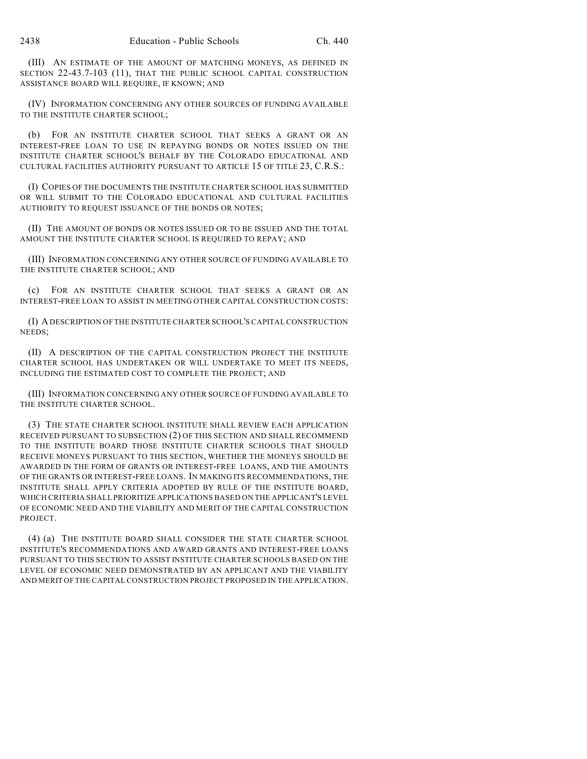(III) AN ESTIMATE OF THE AMOUNT OF MATCHING MONEYS, AS DEFINED IN SECTION 22-43.7-103 (11), THAT THE PUBLIC SCHOOL CAPITAL CONSTRUCTION ASSISTANCE BOARD WILL REQUIRE, IF KNOWN; AND

(IV) INFORMATION CONCERNING ANY OTHER SOURCES OF FUNDING AVAILABLE TO THE INSTITUTE CHARTER SCHOOL;

(b) FOR AN INSTITUTE CHARTER SCHOOL THAT SEEKS A GRANT OR AN INTEREST-FREE LOAN TO USE IN REPAYING BONDS OR NOTES ISSUED ON THE INSTITUTE CHARTER SCHOOL'S BEHALF BY THE COLORADO EDUCATIONAL AND CULTURAL FACILITIES AUTHORITY PURSUANT TO ARTICLE 15 OF TITLE 23, C.R.S.:

(I) COPIES OF THE DOCUMENTS THE INSTITUTE CHARTER SCHOOL HAS SUBMITTED OR WILL SUBMIT TO THE COLORADO EDUCATIONAL AND CULTURAL FACILITIES AUTHORITY TO REQUEST ISSUANCE OF THE BONDS OR NOTES;

(II) THE AMOUNT OF BONDS OR NOTES ISSUED OR TO BE ISSUED AND THE TOTAL AMOUNT THE INSTITUTE CHARTER SCHOOL IS REQUIRED TO REPAY; AND

(III) INFORMATION CONCERNING ANY OTHER SOURCE OF FUNDING AVAILABLE TO THE INSTITUTE CHARTER SCHOOL; AND

(c) FOR AN INSTITUTE CHARTER SCHOOL THAT SEEKS A GRANT OR AN INTEREST-FREE LOAN TO ASSIST IN MEETING OTHER CAPITAL CONSTRUCTION COSTS:

(I) A DESCRIPTION OF THE INSTITUTE CHARTER SCHOOL'S CAPITAL CONSTRUCTION NEEDS;

(II) A DESCRIPTION OF THE CAPITAL CONSTRUCTION PROJECT THE INSTITUTE CHARTER SCHOOL HAS UNDERTAKEN OR WILL UNDERTAKE TO MEET ITS NEEDS, INCLUDING THE ESTIMATED COST TO COMPLETE THE PROJECT; AND

(III) INFORMATION CONCERNING ANY OTHER SOURCE OF FUNDING AVAILABLE TO THE INSTITUTE CHARTER SCHOOL.

(3) THE STATE CHARTER SCHOOL INSTITUTE SHALL REVIEW EACH APPLICATION RECEIVED PURSUANT TO SUBSECTION (2) OF THIS SECTION AND SHALL RECOMMEND TO THE INSTITUTE BOARD THOSE INSTITUTE CHARTER SCHOOLS THAT SHOULD RECEIVE MONEYS PURSUANT TO THIS SECTION, WHETHER THE MONEYS SHOULD BE AWARDED IN THE FORM OF GRANTS OR INTEREST-FREE LOANS, AND THE AMOUNTS OF THE GRANTS OR INTEREST-FREE LOANS. IN MAKING ITS RECOMMENDATIONS, THE INSTITUTE SHALL APPLY CRITERIA ADOPTED BY RULE OF THE INSTITUTE BOARD, WHICH CRITERIA SHALL PRIORITIZE APPLICATIONS BASED ON THE APPLICANT'S LEVEL OF ECONOMIC NEED AND THE VIABILITY AND MERIT OF THE CAPITAL CONSTRUCTION PROJECT.

(4) (a) THE INSTITUTE BOARD SHALL CONSIDER THE STATE CHARTER SCHOOL INSTITUTE'S RECOMMENDATIONS AND AWARD GRANTS AND INTEREST-FREE LOANS PURSUANT TO THIS SECTION TO ASSIST INSTITUTE CHARTER SCHOOLS BASED ON THE LEVEL OF ECONOMIC NEED DEMONSTRATED BY AN APPLICANT AND THE VIABILITY AND MERIT OF THE CAPITAL CONSTRUCTION PROJECT PROPOSED IN THE APPLICATION.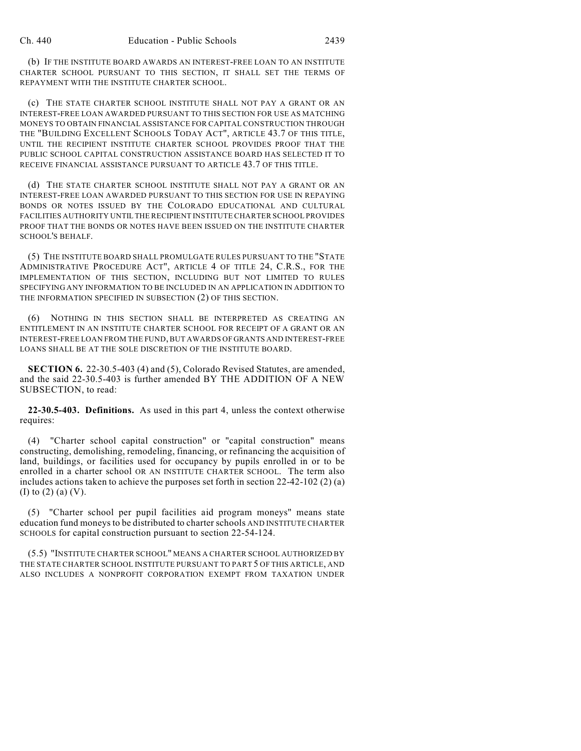(b) IF THE INSTITUTE BOARD AWARDS AN INTEREST-FREE LOAN TO AN INSTITUTE CHARTER SCHOOL PURSUANT TO THIS SECTION, IT SHALL SET THE TERMS OF REPAYMENT WITH THE INSTITUTE CHARTER SCHOOL.

(c) THE STATE CHARTER SCHOOL INSTITUTE SHALL NOT PAY A GRANT OR AN INTEREST-FREE LOAN AWARDED PURSUANT TO THIS SECTION FOR USE AS MATCHING MONEYS TO OBTAIN FINANCIAL ASSISTANCE FOR CAPITAL CONSTRUCTION THROUGH THE "BUILDING EXCELLENT SCHOOLS TODAY ACT", ARTICLE 43.7 OF THIS TITLE, UNTIL THE RECIPIENT INSTITUTE CHARTER SCHOOL PROVIDES PROOF THAT THE PUBLIC SCHOOL CAPITAL CONSTRUCTION ASSISTANCE BOARD HAS SELECTED IT TO RECEIVE FINANCIAL ASSISTANCE PURSUANT TO ARTICLE 43.7 OF THIS TITLE.

(d) THE STATE CHARTER SCHOOL INSTITUTE SHALL NOT PAY A GRANT OR AN INTEREST-FREE LOAN AWARDED PURSUANT TO THIS SECTION FOR USE IN REPAYING BONDS OR NOTES ISSUED BY THE COLORADO EDUCATIONAL AND CULTURAL FACILITIES AUTHORITY UNTIL THE RECIPIENT INSTITUTE CHARTER SCHOOL PROVIDES PROOF THAT THE BONDS OR NOTES HAVE BEEN ISSUED ON THE INSTITUTE CHARTER SCHOOL'S BEHALF.

(5) THE INSTITUTE BOARD SHALL PROMULGATE RULES PURSUANT TO THE "STATE ADMINISTRATIVE PROCEDURE ACT", ARTICLE 4 OF TITLE 24, C.R.S., FOR THE IMPLEMENTATION OF THIS SECTION, INCLUDING BUT NOT LIMITED TO RULES SPECIFYING ANY INFORMATION TO BE INCLUDED IN AN APPLICATION IN ADDITION TO THE INFORMATION SPECIFIED IN SUBSECTION (2) OF THIS SECTION.

(6) NOTHING IN THIS SECTION SHALL BE INTERPRETED AS CREATING AN ENTITLEMENT IN AN INSTITUTE CHARTER SCHOOL FOR RECEIPT OF A GRANT OR AN INTEREST-FREE LOAN FROM THE FUND, BUT AWARDS OF GRANTS AND INTEREST-FREE LOANS SHALL BE AT THE SOLE DISCRETION OF THE INSTITUTE BOARD.

**SECTION 6.** 22-30.5-403 (4) and (5), Colorado Revised Statutes, are amended, and the said 22-30.5-403 is further amended BY THE ADDITION OF A NEW SUBSECTION, to read:

**22-30.5-403. Definitions.** As used in this part 4, unless the context otherwise requires:

(4) "Charter school capital construction" or "capital construction" means constructing, demolishing, remodeling, financing, or refinancing the acquisition of land, buildings, or facilities used for occupancy by pupils enrolled in or to be enrolled in a charter school OR AN INSTITUTE CHARTER SCHOOL. The term also includes actions taken to achieve the purposes set forth in section 22-42-102 (2) (a) (I) to (2) (a) (V).

(5) "Charter school per pupil facilities aid program moneys" means state education fund moneys to be distributed to charter schools AND INSTITUTE CHARTER SCHOOLS for capital construction pursuant to section 22-54-124.

(5.5) "INSTITUTE CHARTER SCHOOL" MEANS A CHARTER SCHOOL AUTHORIZED BY THE STATE CHARTER SCHOOL INSTITUTE PURSUANT TO PART 5 OF THIS ARTICLE, AND ALSO INCLUDES A NONPROFIT CORPORATION EXEMPT FROM TAXATION UNDER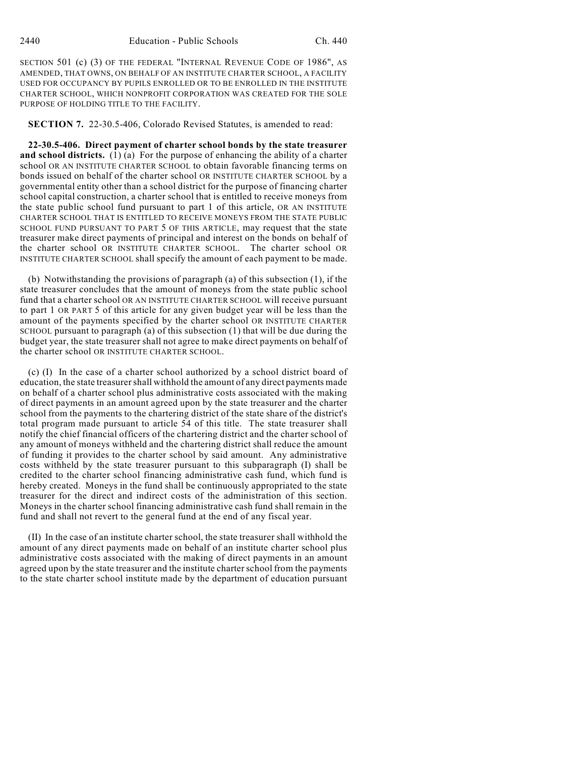SECTION 501 (c) (3) OF THE FEDERAL "INTERNAL REVENUE CODE OF 1986", AS AMENDED, THAT OWNS, ON BEHALF OF AN INSTITUTE CHARTER SCHOOL, A FACILITY USED FOR OCCUPANCY BY PUPILS ENROLLED OR TO BE ENROLLED IN THE INSTITUTE CHARTER SCHOOL, WHICH NONPROFIT CORPORATION WAS CREATED FOR THE SOLE PURPOSE OF HOLDING TITLE TO THE FACILITY.

**SECTION 7.** 22-30.5-406, Colorado Revised Statutes, is amended to read:

**22-30.5-406. Direct payment of charter school bonds by the state treasurer and school districts.** (1) (a) For the purpose of enhancing the ability of a charter school OR AN INSTITUTE CHARTER SCHOOL to obtain favorable financing terms on bonds issued on behalf of the charter school OR INSTITUTE CHARTER SCHOOL by a governmental entity other than a school district for the purpose of financing charter school capital construction, a charter school that is entitled to receive moneys from the state public school fund pursuant to part 1 of this article, OR AN INSTITUTE CHARTER SCHOOL THAT IS ENTITLED TO RECEIVE MONEYS FROM THE STATE PUBLIC SCHOOL FUND PURSUANT TO PART 5 OF THIS ARTICLE, may request that the state treasurer make direct payments of principal and interest on the bonds on behalf of the charter school OR INSTITUTE CHARTER SCHOOL. The charter school OR INSTITUTE CHARTER SCHOOL shall specify the amount of each payment to be made.

(b) Notwithstanding the provisions of paragraph (a) of this subsection (1), if the state treasurer concludes that the amount of moneys from the state public school fund that a charter school OR AN INSTITUTE CHARTER SCHOOL will receive pursuant to part 1 OR PART 5 of this article for any given budget year will be less than the amount of the payments specified by the charter school OR INSTITUTE CHARTER SCHOOL pursuant to paragraph (a) of this subsection (1) that will be due during the budget year, the state treasurer shall not agree to make direct payments on behalf of the charter school OR INSTITUTE CHARTER SCHOOL.

(c) (I) In the case of a charter school authorized by a school district board of education, the state treasurer shall withhold the amount of any direct payments made on behalf of a charter school plus administrative costs associated with the making of direct payments in an amount agreed upon by the state treasurer and the charter school from the payments to the chartering district of the state share of the district's total program made pursuant to article 54 of this title. The state treasurer shall notify the chief financial officers of the chartering district and the charter school of any amount of moneys withheld and the chartering district shall reduce the amount of funding it provides to the charter school by said amount. Any administrative costs withheld by the state treasurer pursuant to this subparagraph (I) shall be credited to the charter school financing administrative cash fund, which fund is hereby created. Moneys in the fund shall be continuously appropriated to the state treasurer for the direct and indirect costs of the administration of this section. Moneys in the charter school financing administrative cash fund shall remain in the fund and shall not revert to the general fund at the end of any fiscal year.

(II) In the case of an institute charter school, the state treasurer shall withhold the amount of any direct payments made on behalf of an institute charter school plus administrative costs associated with the making of direct payments in an amount agreed upon by the state treasurer and the institute charter school from the payments to the state charter school institute made by the department of education pursuant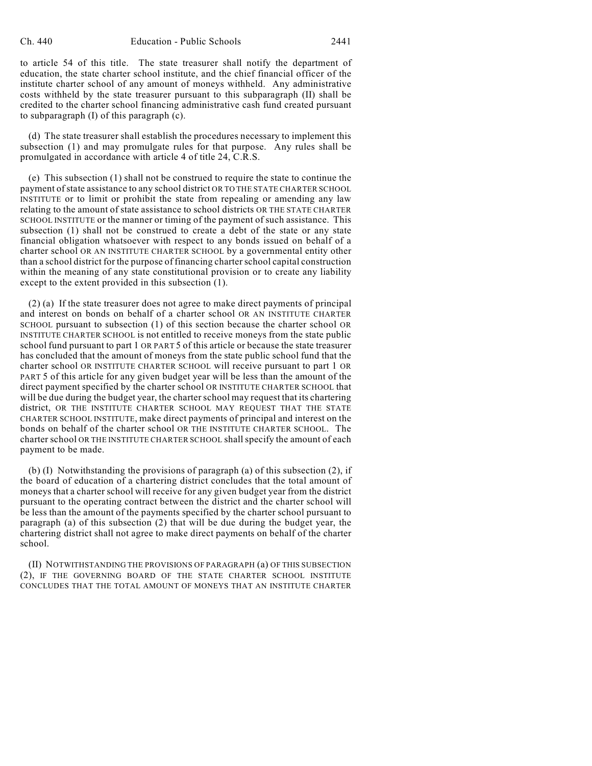to article 54 of this title. The state treasurer shall notify the department of education, the state charter school institute, and the chief financial officer of the institute charter school of any amount of moneys withheld. Any administrative costs withheld by the state treasurer pursuant to this subparagraph (II) shall be credited to the charter school financing administrative cash fund created pursuant to subparagraph (I) of this paragraph (c).

(d) The state treasurer shall establish the procedures necessary to implement this subsection (1) and may promulgate rules for that purpose. Any rules shall be promulgated in accordance with article 4 of title 24, C.R.S.

(e) This subsection (1) shall not be construed to require the state to continue the payment of state assistance to any school district OR TO THE STATE CHARTER SCHOOL INSTITUTE or to limit or prohibit the state from repealing or amending any law relating to the amount of state assistance to school districts OR THE STATE CHARTER SCHOOL INSTITUTE or the manner or timing of the payment of such assistance. This subsection (1) shall not be construed to create a debt of the state or any state financial obligation whatsoever with respect to any bonds issued on behalf of a charter school OR AN INSTITUTE CHARTER SCHOOL by a governmental entity other than a school district for the purpose of financing charter school capital construction within the meaning of any state constitutional provision or to create any liability except to the extent provided in this subsection (1).

(2) (a) If the state treasurer does not agree to make direct payments of principal and interest on bonds on behalf of a charter school OR AN INSTITUTE CHARTER SCHOOL pursuant to subsection (1) of this section because the charter school OR INSTITUTE CHARTER SCHOOL is not entitled to receive moneys from the state public school fund pursuant to part 1 OR PART 5 of this article or because the state treasurer has concluded that the amount of moneys from the state public school fund that the charter school OR INSTITUTE CHARTER SCHOOL will receive pursuant to part 1 OR PART 5 of this article for any given budget year will be less than the amount of the direct payment specified by the charter school OR INSTITUTE CHARTER SCHOOL that will be due during the budget year, the charter school may request that its chartering district, OR THE INSTITUTE CHARTER SCHOOL MAY REQUEST THAT THE STATE CHARTER SCHOOL INSTITUTE, make direct payments of principal and interest on the bonds on behalf of the charter school OR THE INSTITUTE CHARTER SCHOOL. The charter school OR THE INSTITUTE CHARTER SCHOOL shall specify the amount of each payment to be made.

(b) (I) Notwithstanding the provisions of paragraph (a) of this subsection (2), if the board of education of a chartering district concludes that the total amount of moneys that a charter school will receive for any given budget year from the district pursuant to the operating contract between the district and the charter school will be less than the amount of the payments specified by the charter school pursuant to paragraph (a) of this subsection (2) that will be due during the budget year, the chartering district shall not agree to make direct payments on behalf of the charter school.

(II) NOTWITHSTANDING THE PROVISIONS OF PARAGRAPH (a) OF THIS SUBSECTION (2), IF THE GOVERNING BOARD OF THE STATE CHARTER SCHOOL INSTITUTE CONCLUDES THAT THE TOTAL AMOUNT OF MONEYS THAT AN INSTITUTE CHARTER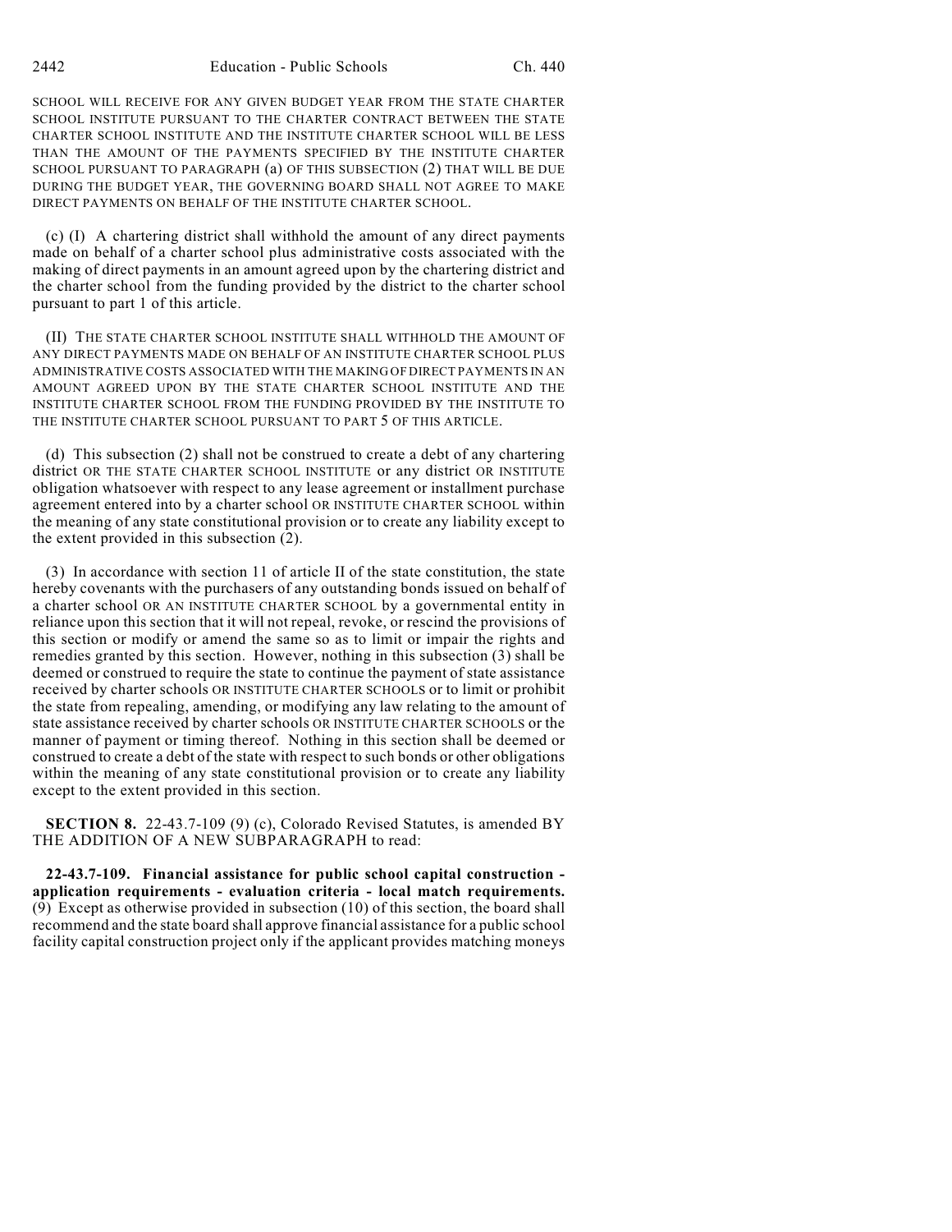SCHOOL WILL RECEIVE FOR ANY GIVEN BUDGET YEAR FROM THE STATE CHARTER SCHOOL INSTITUTE PURSUANT TO THE CHARTER CONTRACT BETWEEN THE STATE CHARTER SCHOOL INSTITUTE AND THE INSTITUTE CHARTER SCHOOL WILL BE LESS THAN THE AMOUNT OF THE PAYMENTS SPECIFIED BY THE INSTITUTE CHARTER SCHOOL PURSUANT TO PARAGRAPH (a) OF THIS SUBSECTION (2) THAT WILL BE DUE DURING THE BUDGET YEAR, THE GOVERNING BOARD SHALL NOT AGREE TO MAKE DIRECT PAYMENTS ON BEHALF OF THE INSTITUTE CHARTER SCHOOL.

(c) (I) A chartering district shall withhold the amount of any direct payments made on behalf of a charter school plus administrative costs associated with the making of direct payments in an amount agreed upon by the chartering district and the charter school from the funding provided by the district to the charter school pursuant to part 1 of this article.

(II) THE STATE CHARTER SCHOOL INSTITUTE SHALL WITHHOLD THE AMOUNT OF ANY DIRECT PAYMENTS MADE ON BEHALF OF AN INSTITUTE CHARTER SCHOOL PLUS ADMINISTRATIVE COSTS ASSOCIATED WITH THE MAKING OF DIRECT PAYMENTS IN AN AMOUNT AGREED UPON BY THE STATE CHARTER SCHOOL INSTITUTE AND THE INSTITUTE CHARTER SCHOOL FROM THE FUNDING PROVIDED BY THE INSTITUTE TO THE INSTITUTE CHARTER SCHOOL PURSUANT TO PART 5 OF THIS ARTICLE.

(d) This subsection (2) shall not be construed to create a debt of any chartering district OR THE STATE CHARTER SCHOOL INSTITUTE or any district OR INSTITUTE obligation whatsoever with respect to any lease agreement or installment purchase agreement entered into by a charter school OR INSTITUTE CHARTER SCHOOL within the meaning of any state constitutional provision or to create any liability except to the extent provided in this subsection (2).

(3) In accordance with section 11 of article II of the state constitution, the state hereby covenants with the purchasers of any outstanding bonds issued on behalf of a charter school OR AN INSTITUTE CHARTER SCHOOL by a governmental entity in reliance upon this section that it will not repeal, revoke, or rescind the provisions of this section or modify or amend the same so as to limit or impair the rights and remedies granted by this section. However, nothing in this subsection (3) shall be deemed or construed to require the state to continue the payment of state assistance received by charter schools OR INSTITUTE CHARTER SCHOOLS or to limit or prohibit the state from repealing, amending, or modifying any law relating to the amount of state assistance received by charter schools OR INSTITUTE CHARTER SCHOOLS or the manner of payment or timing thereof. Nothing in this section shall be deemed or construed to create a debt of the state with respect to such bonds or other obligations within the meaning of any state constitutional provision or to create any liability except to the extent provided in this section.

**SECTION 8.** 22-43.7-109 (9) (c), Colorado Revised Statutes, is amended BY THE ADDITION OF A NEW SUBPARAGRAPH to read:

**22-43.7-109. Financial assistance for public school capital construction - application requirements - evaluation criteria - local match requirements.** (9) Except as otherwise provided in subsection (10) of this section, the board shall recommend and the state board shall approve financial assistance for a public school facility capital construction project only if the applicant provides matching moneys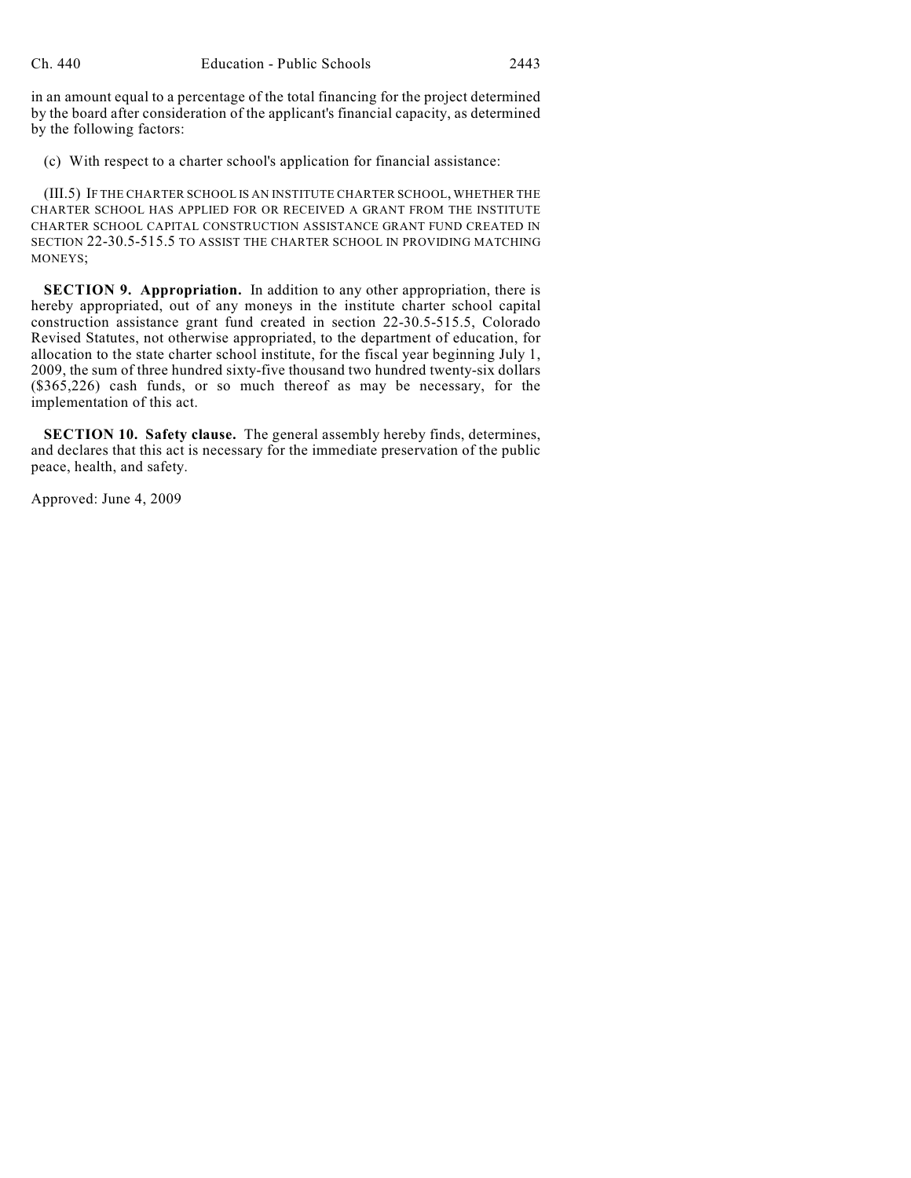in an amount equal to a percentage of the total financing for the project determined by the board after consideration of the applicant's financial capacity, as determined by the following factors:

(c) With respect to a charter school's application for financial assistance:

(III.5) IF THE CHARTER SCHOOL IS AN INSTITUTE CHARTER SCHOOL, WHETHER THE CHARTER SCHOOL HAS APPLIED FOR OR RECEIVED A GRANT FROM THE INSTITUTE CHARTER SCHOOL CAPITAL CONSTRUCTION ASSISTANCE GRANT FUND CREATED IN SECTION 22-30.5-515.5 TO ASSIST THE CHARTER SCHOOL IN PROVIDING MATCHING MONEYS;

**SECTION 9. Appropriation.** In addition to any other appropriation, there is hereby appropriated, out of any moneys in the institute charter school capital construction assistance grant fund created in section 22-30.5-515.5, Colorado Revised Statutes, not otherwise appropriated, to the department of education, for allocation to the state charter school institute, for the fiscal year beginning July 1, 2009, the sum of three hundred sixty-five thousand two hundred twenty-six dollars ($365,226) cash funds, or so much thereof as may be necessary, for the implementation of this act.

**SECTION 10. Safety clause.** The general assembly hereby finds, determines, and declares that this act is necessary for the immediate preservation of the public peace, health, and safety.

Approved: June 4, 2009